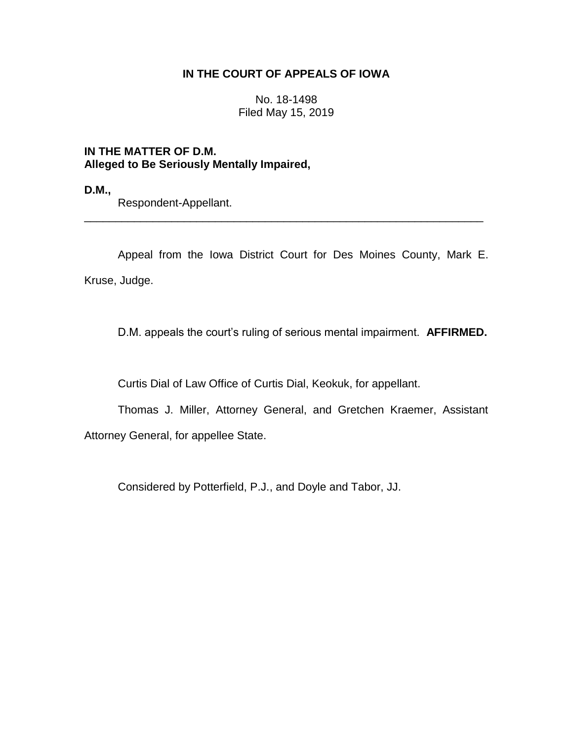**IN THE COURT OF APPEALS OF IOWA**

No. 18-1498
Filed May 15, 2019

**IN THE MATTER OF D.M.**
**Alleged to Be Seriously Mentally Impaired,**

**D.M.,**
Respondent-Appellant.

---

Appeal from the Iowa District Court for Des Moines County, Mark E. Kruse, Judge.

D.M. appeals the court's ruling of serious mental impairment. **AFFIRMED.**

Curtis Dial of Law Office of Curtis Dial, Keokuk, for appellant.

Thomas J. Miller, Attorney General, and Gretchen Kraemer, Assistant Attorney General, for appellee State.

Considered by Potterfield, P.J., and Doyle and Tabor, JJ.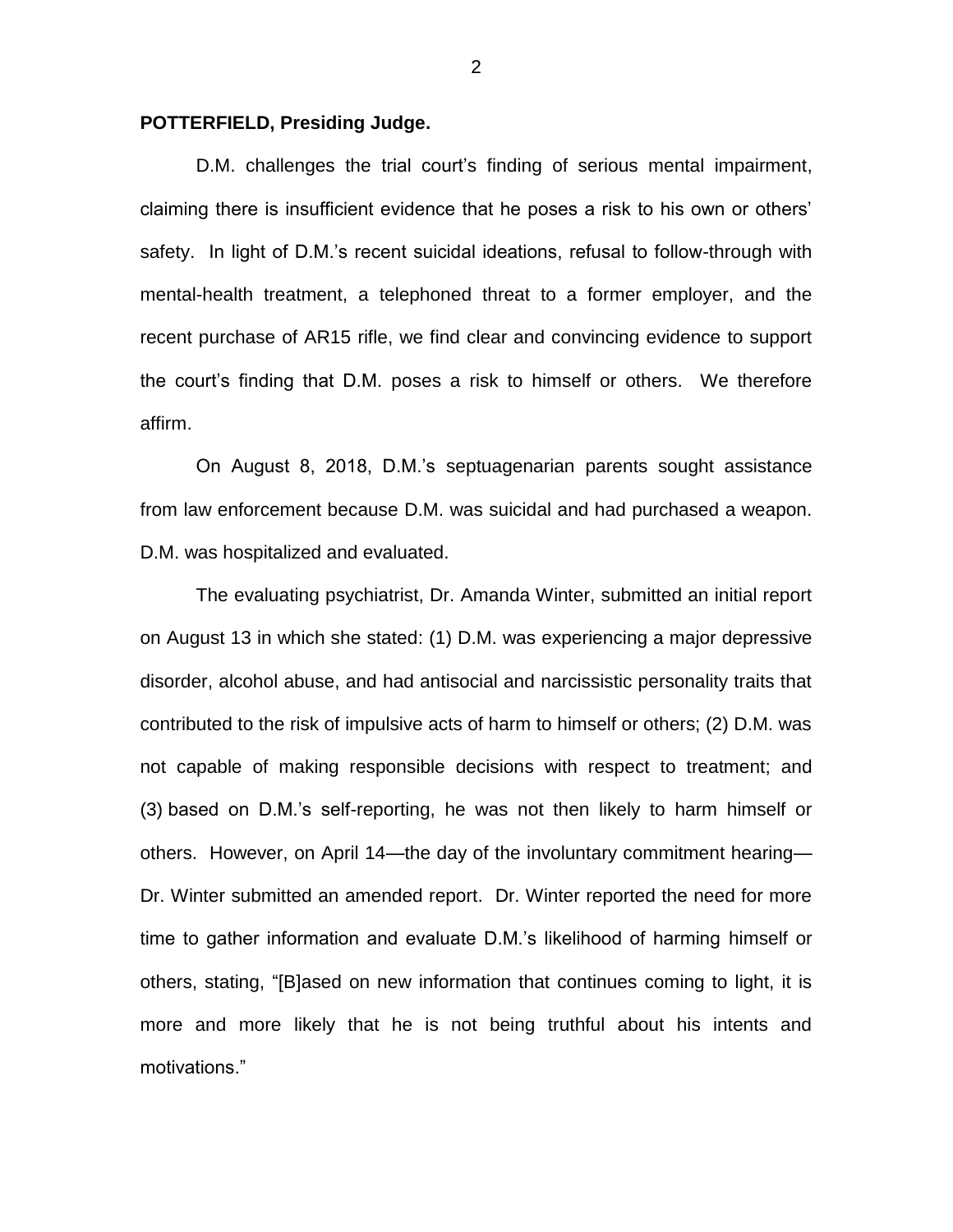**POTTERFIELD, Presiding Judge.**

D.M. challenges the trial court's finding of serious mental impairment, claiming there is insufficient evidence that he poses a risk to his own or others' safety. In light of D.M.'s recent suicidal ideations, refusal to follow-through with mental-health treatment, a telephoned threat to a former employer, and the recent purchase of AR15 rifle, we find clear and convincing evidence to support the court's finding that D.M. poses a risk to himself or others. We therefore affirm.

On August 8, 2018, D.M.'s septuagenarian parents sought assistance from law enforcement because D.M. was suicidal and had purchased a weapon. D.M. was hospitalized and evaluated.

The evaluating psychiatrist, Dr. Amanda Winter, submitted an initial report on August 13 in which she stated: (1) D.M. was experiencing a major depressive disorder, alcohol abuse, and had antisocial and narcissistic personality traits that contributed to the risk of impulsive acts of harm to himself or others; (2) D.M. was not capable of making responsible decisions with respect to treatment; and (3) based on D.M.'s self-reporting, he was not then likely to harm himself or others. However, on April 14—the day of the involuntary commitment hearing—Dr. Winter submitted an amended report. Dr. Winter reported the need for more time to gather information and evaluate D.M.'s likelihood of harming himself or others, stating, "[B]ased on new information that continues coming to light, it is more and more likely that he is not being truthful about his intents and motivations."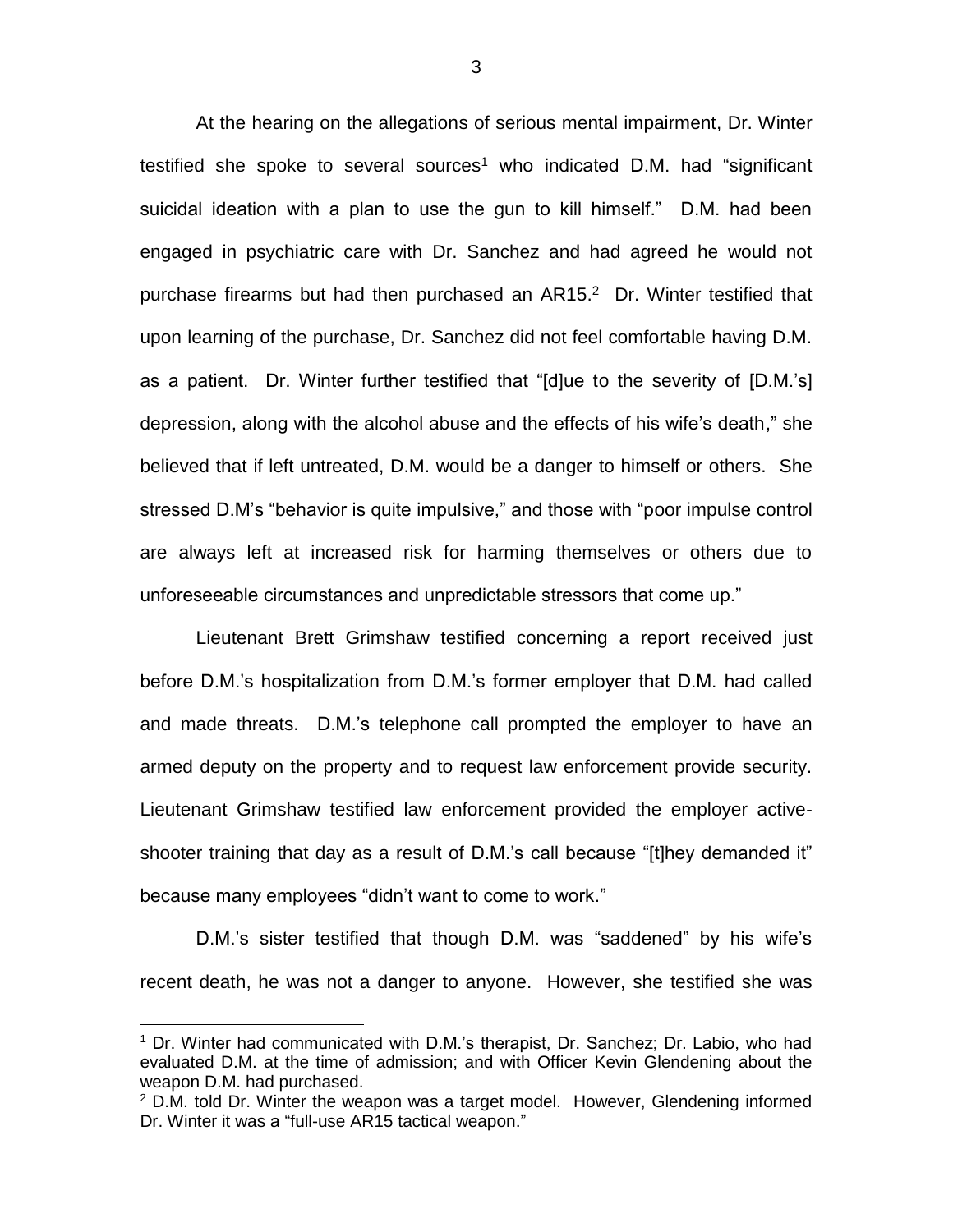At the hearing on the allegations of serious mental impairment, Dr. Winter testified she spoke to several sources[1] who indicated D.M. had "significant suicidal ideation with a plan to use the gun to kill himself." D.M. had been engaged in psychiatric care with Dr. Sanchez and had agreed he would not purchase firearms but had then purchased an AR15.[2] Dr. Winter testified that upon learning of the purchase, Dr. Sanchez did not feel comfortable having D.M. as a patient. Dr. Winter further testified that "[d]ue to the severity of [D.M.'s] depression, along with the alcohol abuse and the effects of his wife's death," she believed that if left untreated, D.M. would be a danger to himself or others. She stressed D.M's "behavior is quite impulsive," and those with "poor impulse control are always left at increased risk for harming themselves or others due to unforeseeable circumstances and unpredictable stressors that come up."

Lieutenant Brett Grimshaw testified concerning a report received just before D.M.'s hospitalization from D.M.'s former employer that D.M. had called and made threats. D.M.'s telephone call prompted the employer to have an armed deputy on the property and to request law enforcement provide security. Lieutenant Grimshaw testified law enforcement provided the employer active-shooter training that day as a result of D.M.'s call because "[t]hey demanded it" because many employees "didn't want to come to work."

D.M.'s sister testified that though D.M. was "saddened" by his wife's recent death, he was not a danger to anyone. However, she testified she was

---

[1] Dr. Winter had communicated with D.M.'s therapist, Dr. Sanchez; Dr. Labio, who had evaluated D.M. at the time of admission; and with Officer Kevin Glendening about the weapon D.M. had purchased.

[2] D.M. told Dr. Winter the weapon was a target model. However, Glendening informed Dr. Winter it was a "full-use AR15 tactical weapon."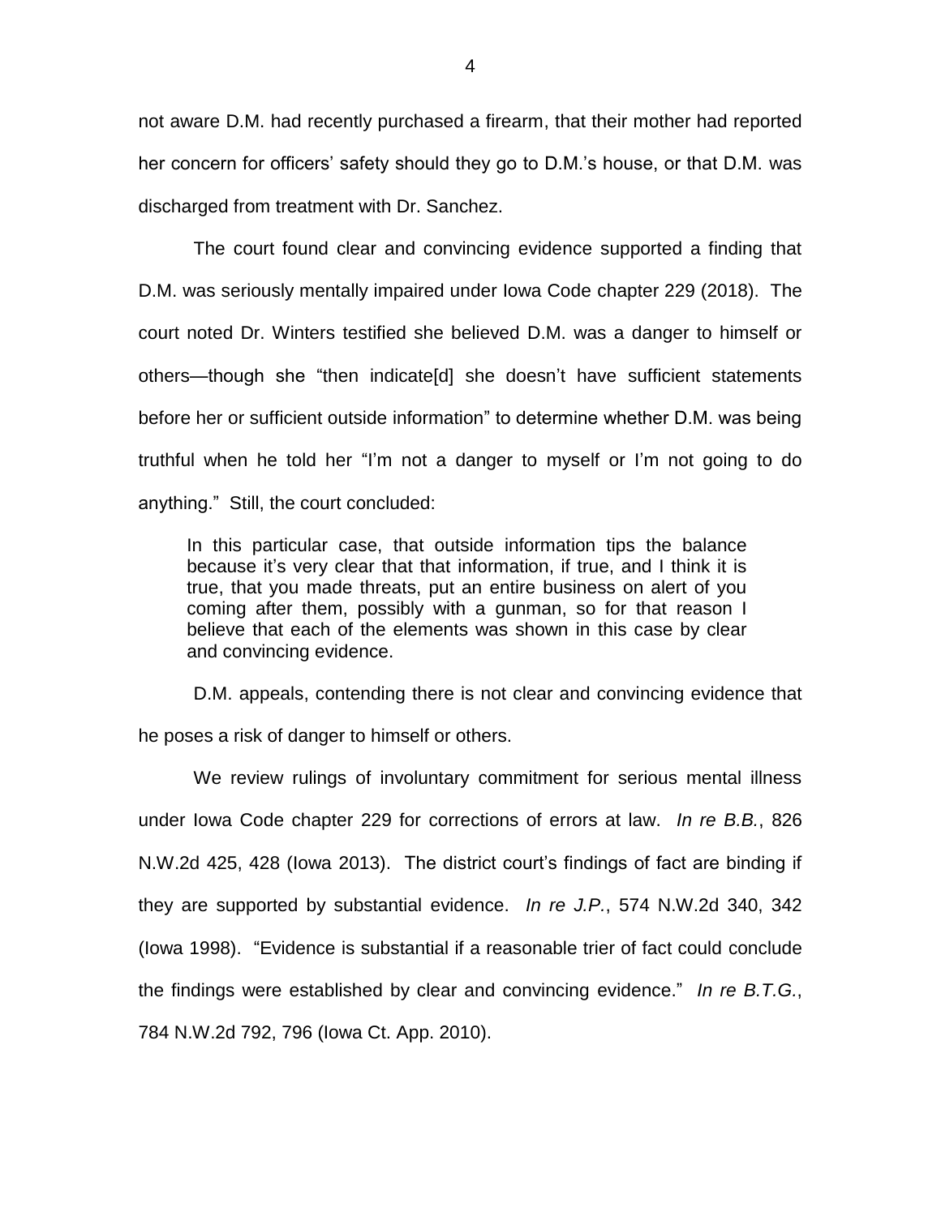not aware D.M. had recently purchased a firearm, that their mother had reported her concern for officers' safety should they go to D.M.'s house, or that D.M. was discharged from treatment with Dr. Sanchez.

The court found clear and convincing evidence supported a finding that D.M. was seriously mentally impaired under Iowa Code chapter 229 (2018). The court noted Dr. Winters testified she believed D.M. was a danger to himself or others—though she "then indicate[d] she doesn't have sufficient statements before her or sufficient outside information" to determine whether D.M. was being truthful when he told her "I'm not a danger to myself or I'm not going to do anything." Still, the court concluded:

> In this particular case, that outside information tips the balance because it's very clear that that information, if true, and I think it is true, that you made threats, put an entire business on alert of you coming after them, possibly with a gunman, so for that reason I believe that each of the elements was shown in this case by clear and convincing evidence.

D.M. appeals, contending there is not clear and convincing evidence that he poses a risk of danger to himself or others.

We review rulings of involuntary commitment for serious mental illness under Iowa Code chapter 229 for corrections of errors at law. *In re B.B.*, 826 N.W.2d 425, 428 (Iowa 2013). The district court's findings of fact are binding if they are supported by substantial evidence. *In re J.P.*, 574 N.W.2d 340, 342 (Iowa 1998). "Evidence is substantial if a reasonable trier of fact could conclude the findings were established by clear and convincing evidence." *In re B.T.G.*, 784 N.W.2d 792, 796 (Iowa Ct. App. 2010).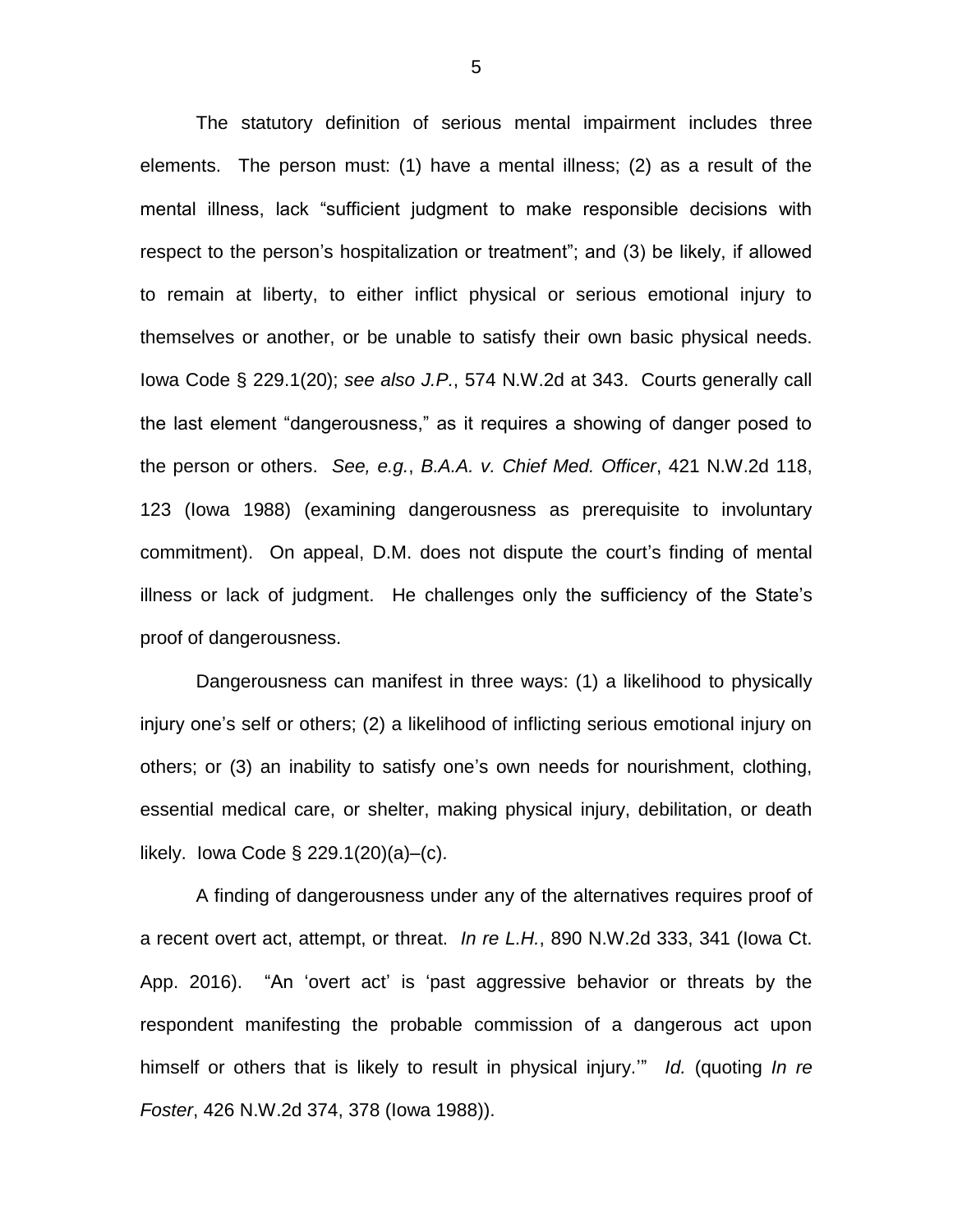The statutory definition of serious mental impairment includes three elements. The person must: (1) have a mental illness; (2) as a result of the mental illness, lack "sufficient judgment to make responsible decisions with respect to the person's hospitalization or treatment"; and (3) be likely, if allowed to remain at liberty, to either inflict physical or serious emotional injury to themselves or another, or be unable to satisfy their own basic physical needs. Iowa Code § 229.1(20); *see also J.P.*, 574 N.W.2d at 343. Courts generally call the last element "dangerousness," as it requires a showing of danger posed to the person or others. *See, e.g.*, *B.A.A. v. Chief Med. Officer*, 421 N.W.2d 118, 123 (Iowa 1988) (examining dangerousness as prerequisite to involuntary commitment). On appeal, D.M. does not dispute the court's finding of mental illness or lack of judgment. He challenges only the sufficiency of the State's proof of dangerousness.

Dangerousness can manifest in three ways: (1) a likelihood to physically injury one's self or others; (2) a likelihood of inflicting serious emotional injury on others; or (3) an inability to satisfy one's own needs for nourishment, clothing, essential medical care, or shelter, making physical injury, debilitation, or death likely. Iowa Code § 229.1(20)(a)–(c).

A finding of dangerousness under any of the alternatives requires proof of a recent overt act, attempt, or threat. *In re L.H.*, 890 N.W.2d 333, 341 (Iowa Ct. App. 2016). "An 'overt act' is 'past aggressive behavior or threats by the respondent manifesting the probable commission of a dangerous act upon himself or others that is likely to result in physical injury.'" *Id.* (quoting *In re Foster*, 426 N.W.2d 374, 378 (Iowa 1988)).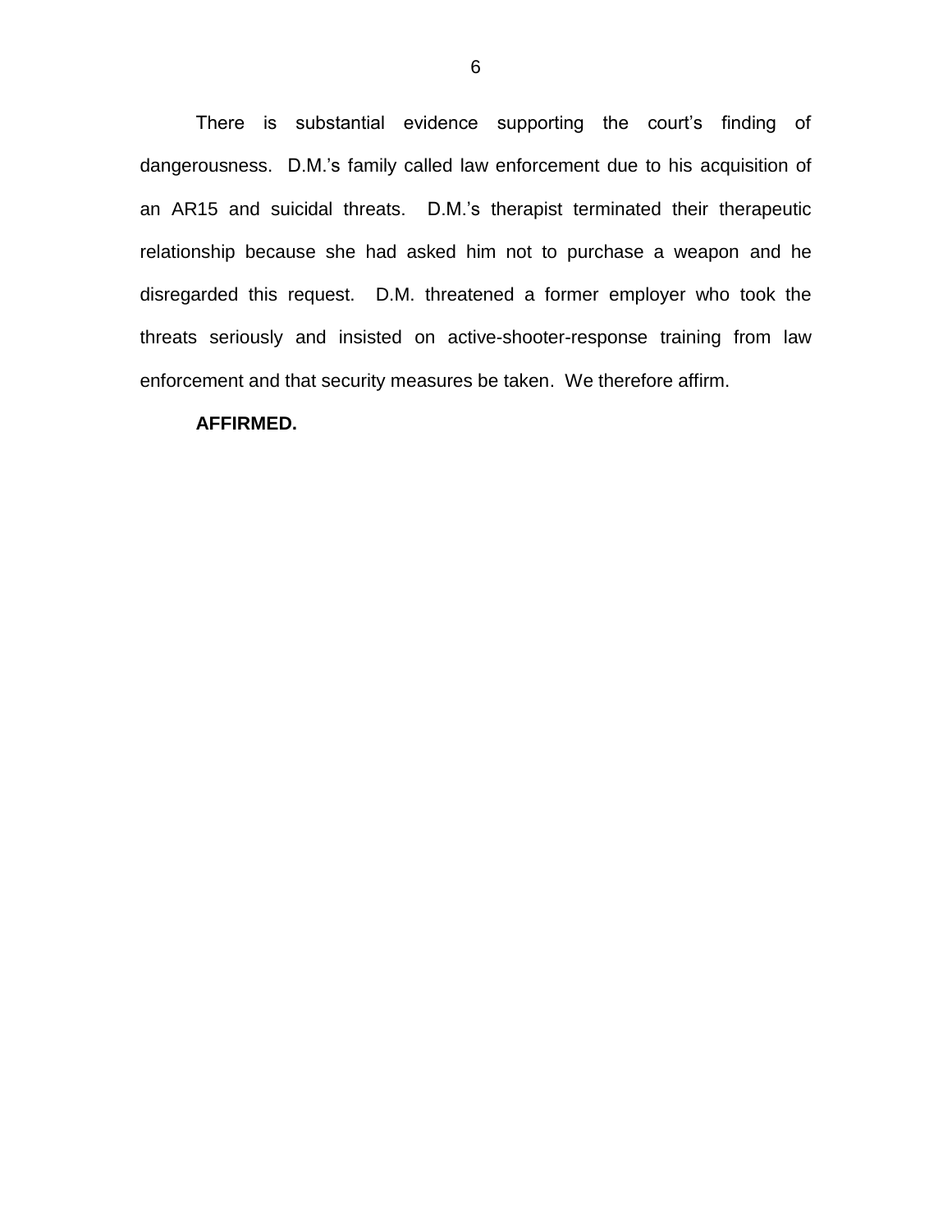There is substantial evidence supporting the court's finding of dangerousness. D.M.'s family called law enforcement due to his acquisition of an AR15 and suicidal threats. D.M.'s therapist terminated their therapeutic relationship because she had asked him not to purchase a weapon and he disregarded this request. D.M. threatened a former employer who took the threats seriously and insisted on active-shooter-response training from law enforcement and that security measures be taken. We therefore affirm.

**AFFIRMED.**